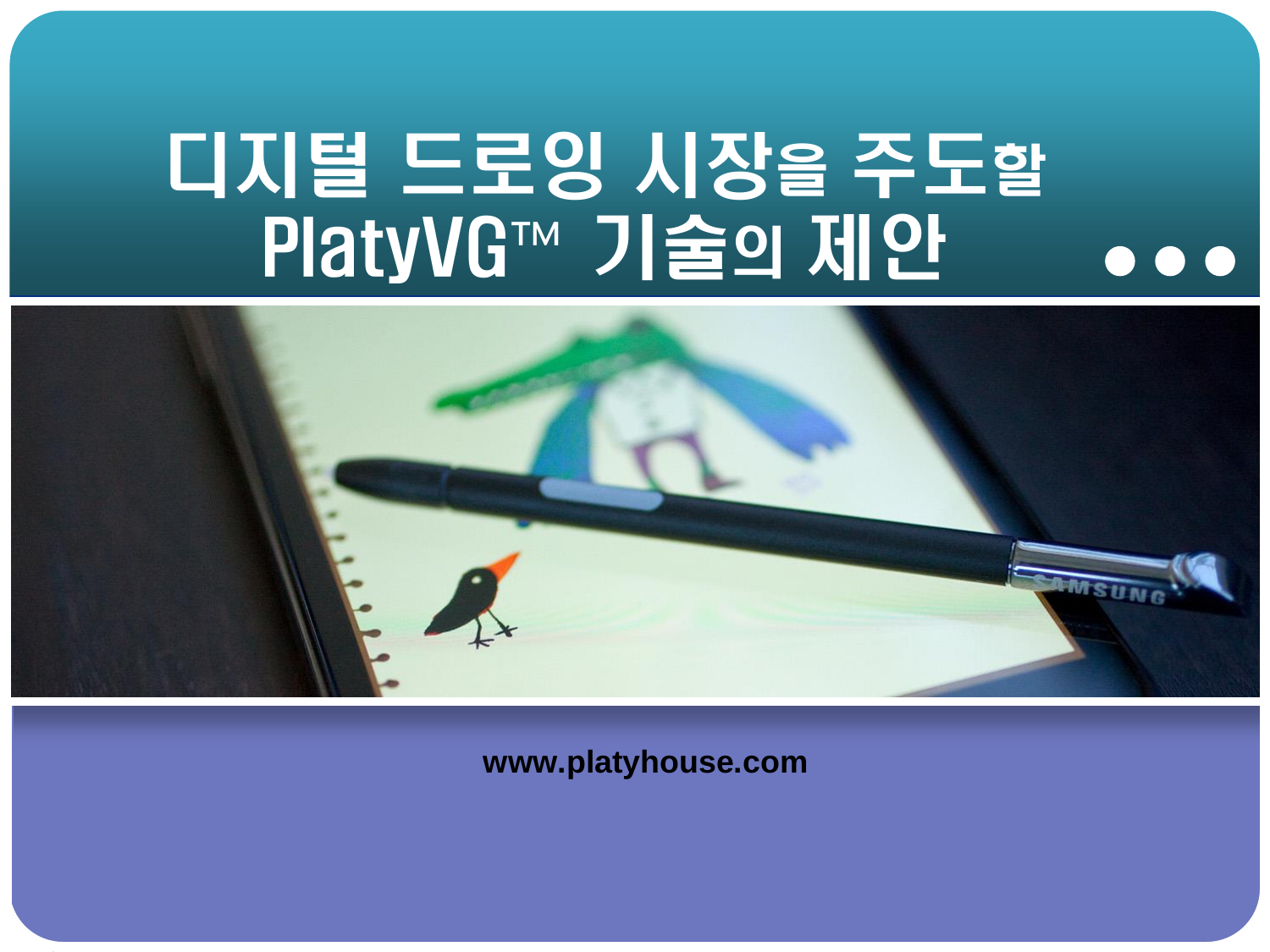# 디지털 드로잉 시장을 주도할 PlatyVG™ 기술의 제안

www.platyhouse.com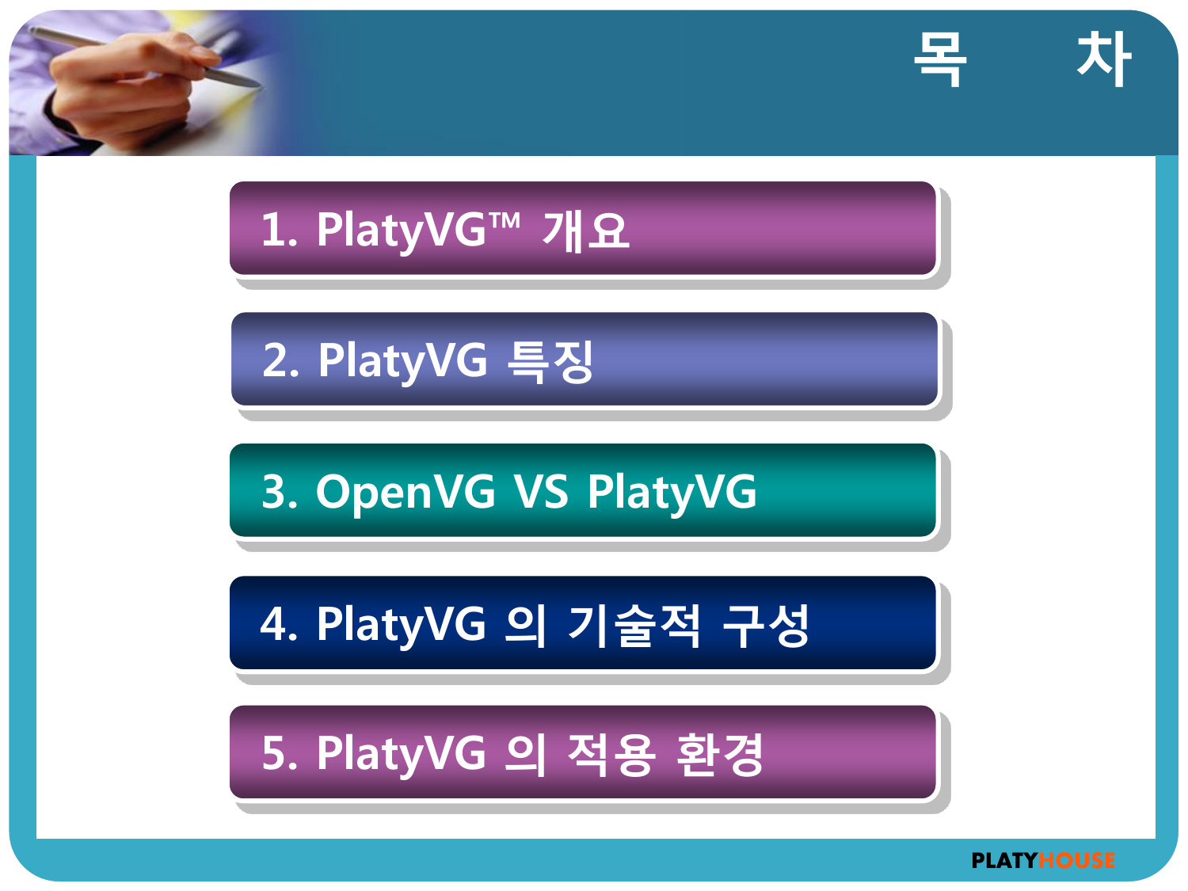# 목 차

1. PlatyVG™ 개요
2. PlatyVG 특징
3. OpenVG VS PlatyVG
4. PlatyVG 의 기술적 구성
5. PlatyVG 의 적용 환경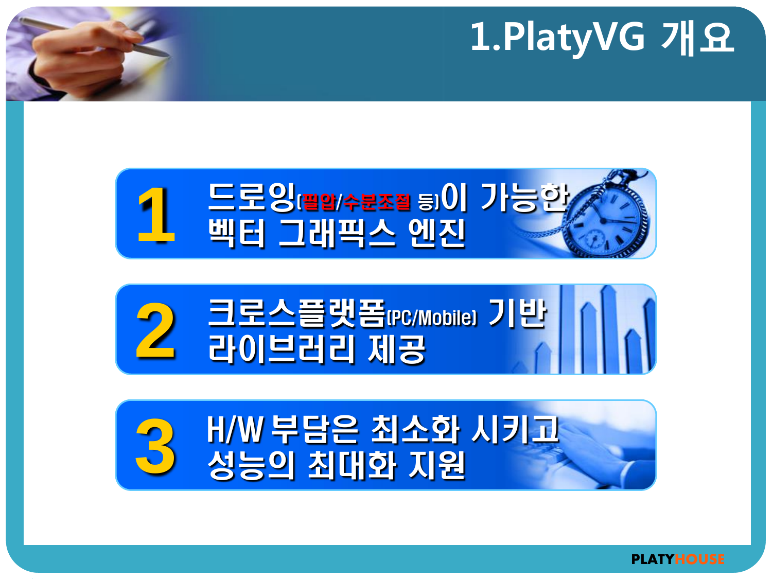# 1.PlatyVG 개요

1. 드로잉(필압/수분조절 등)이 가능한 벡터 그래픽스 엔진
2. 크로스플랫폼(PC/Mobile) 기반 라이브러리 제공
3. H/W 부담은 최소화 시키고 성능의 최대화 지원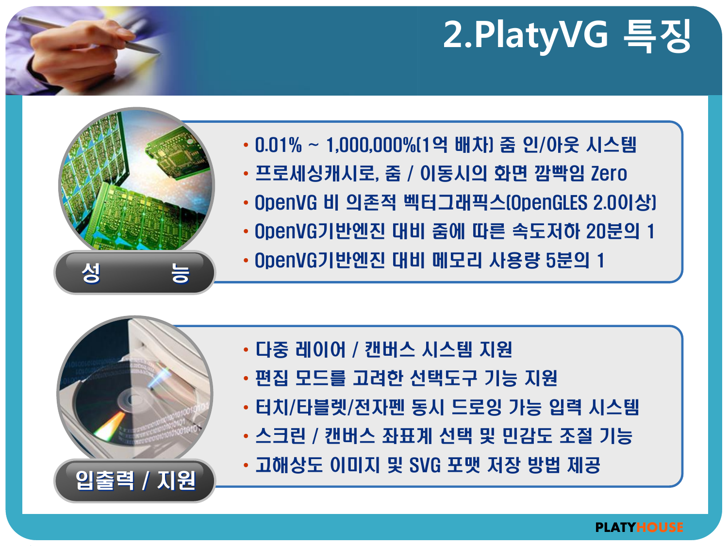# 2.PlatyVG 특징

## 성 능

- 0.01% ~ 1,000,000%(1억 배차) 줌 인/아웃 시스템
- 프로세싱캐시로, 줌 / 이동시의 화면 깜빡임 Zero
- OpenVG 비 의존적 벡터그래픽스(OpenGLES 2.0이상)
- OpenVG기반엔진 대비 줌에 따른 속도저하 20분의 1
- OpenVG기반엔진 대비 메모리 사용량 5분의 1

## 입출력 / 지원

- 다중 레이어 / 캔버스 시스템 지원
- 편집 모드를 고려한 선택도구 기능 지원
- 터치/타블렛/전자펜 동시 드로잉 가능 입력 시스템
- 스크린 / 캔버스 좌표계 선택 및 민감도 조절 기능
- 고해상도 이미지 및 SVG 포맷 저장 방법 제공

PLATYHOUSE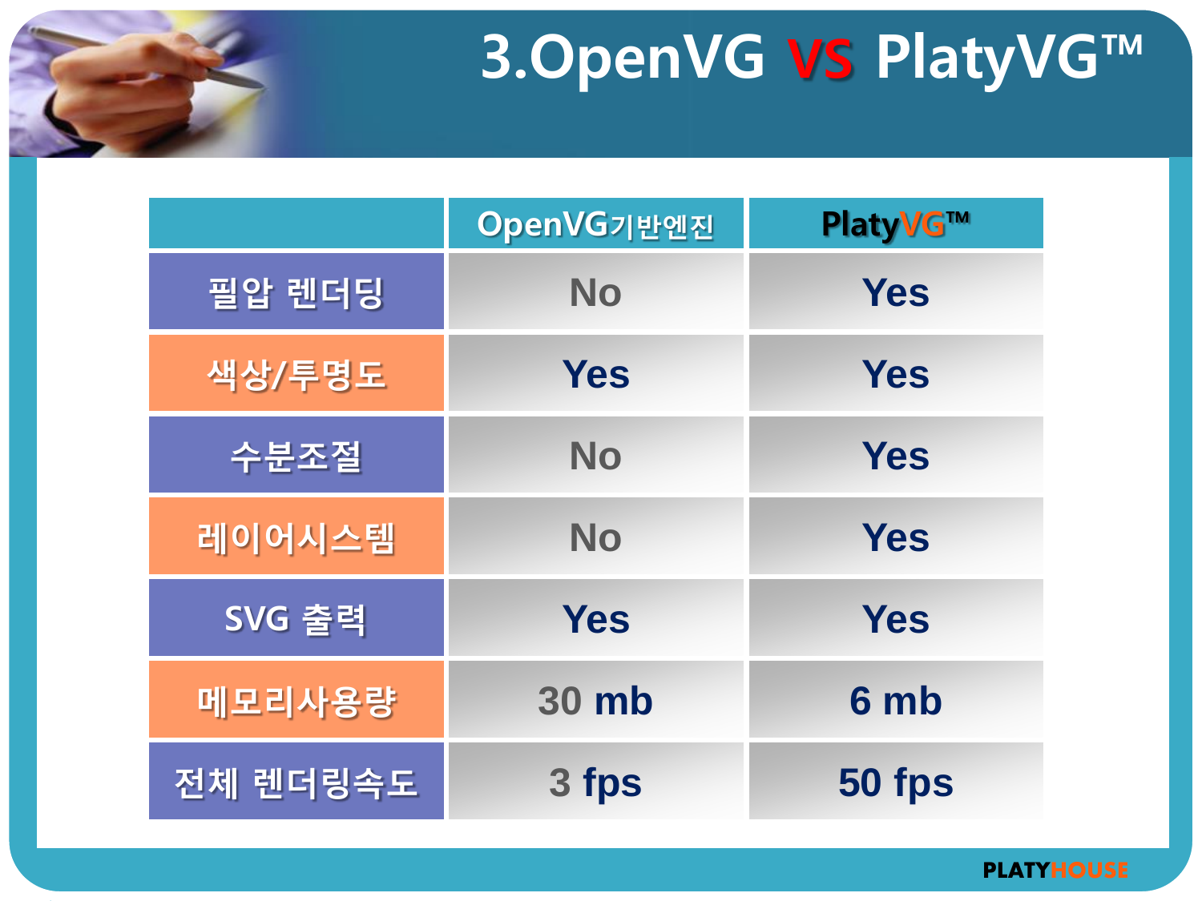# 3.OpenVG VS PlatyVG™

| | OpenVG기반엔진 | PlatyVG™ |
|---|---|---|
| 필압 렌더딩 | No | Yes |
| 색상/투명도 | Yes | Yes |
| 수분조절 | No | Yes |
| 레이어시스템 | No | Yes |
| SVG 출력 | Yes | Yes |
| 메모리사용량 | 30 mb | 6 mb |
| 전체 렌더링속도 | 3 fps | 50 fps |

PLATYHOUSE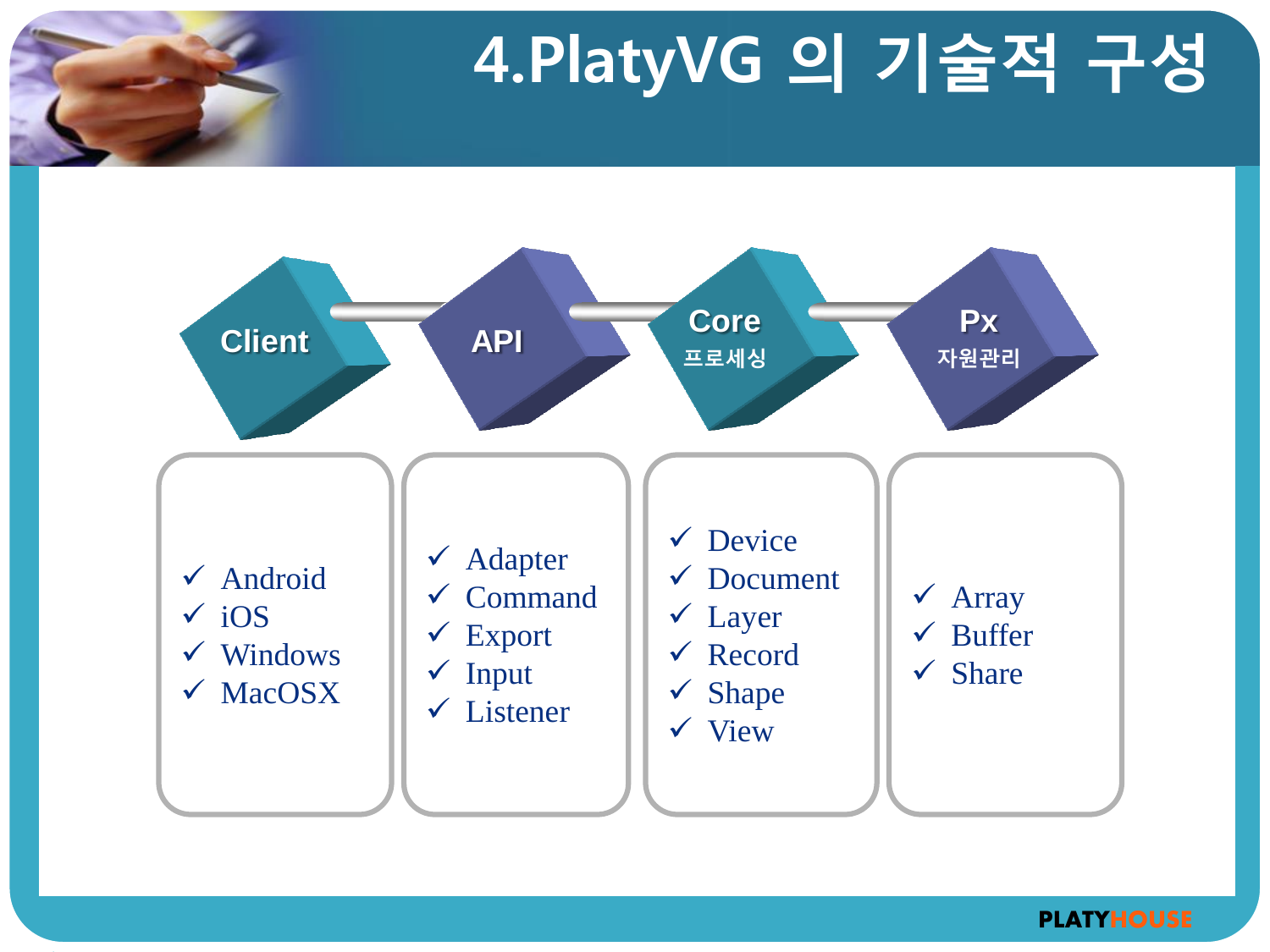# 4.PlatyVG 의 기술적 구성

**Client**
- ✓ Android
- ✓ iOS
- ✓ Windows
- ✓ MacOSX

**API**
- ✓ Adapter
- ✓ Command
- ✓ Export
- ✓ Input
- ✓ Listener

**Core** 프로세싱
- ✓ Device
- ✓ Document
- ✓ Layer
- ✓ Record
- ✓ Shape
- ✓ View

**Px** 자원관리
- ✓ Array
- ✓ Buffer
- ✓ Share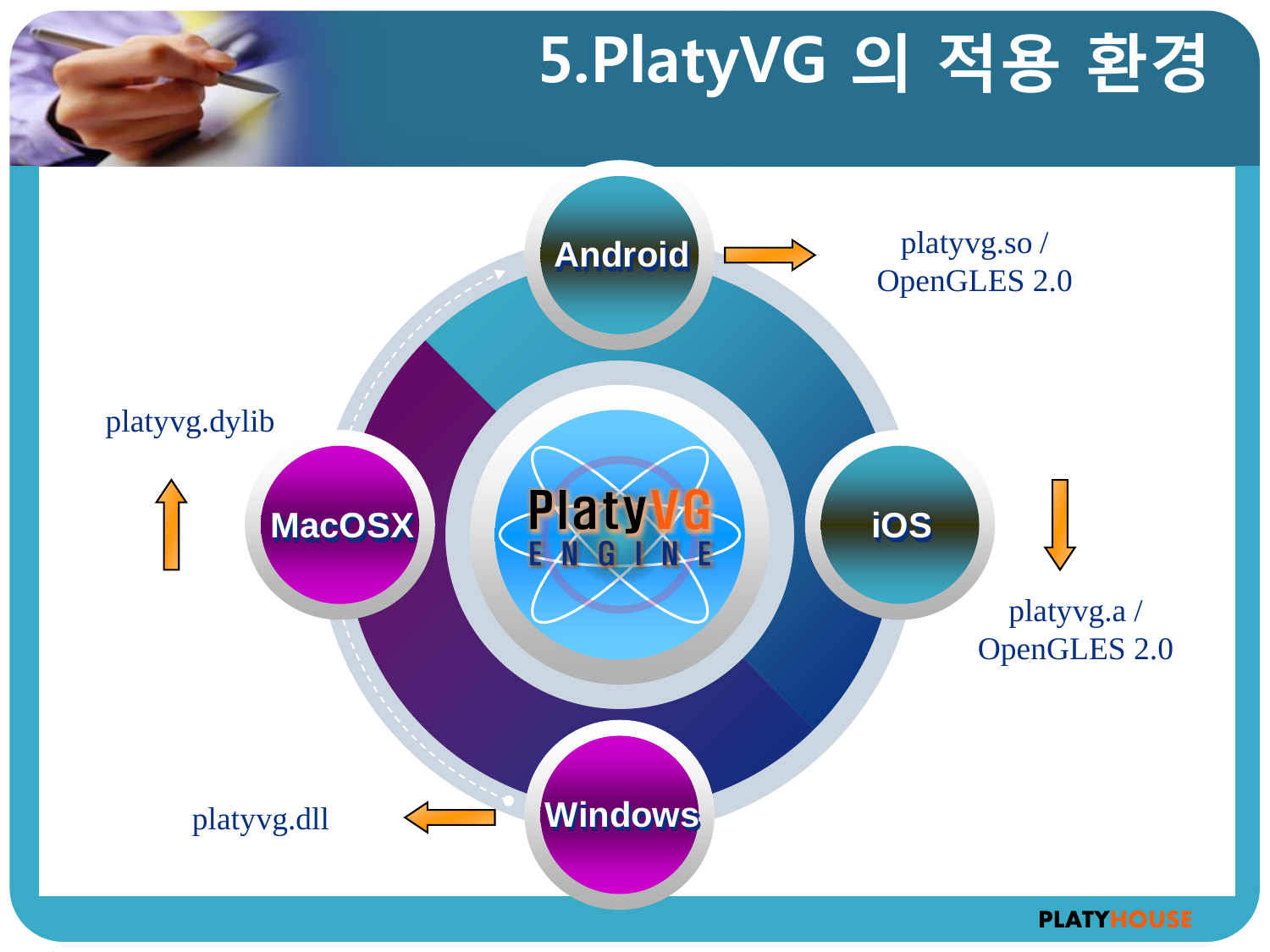# 5.PlatyVG 의 적용 환경

PlatyVG ENGINE

- **Android** → platyvg.so / OpenGLES 2.0
- **iOS** → platyvg.a / OpenGLES 2.0
- **Windows** → platyvg.dll
- **MacOSX** → platyvg.dylib

PLATYHOUSE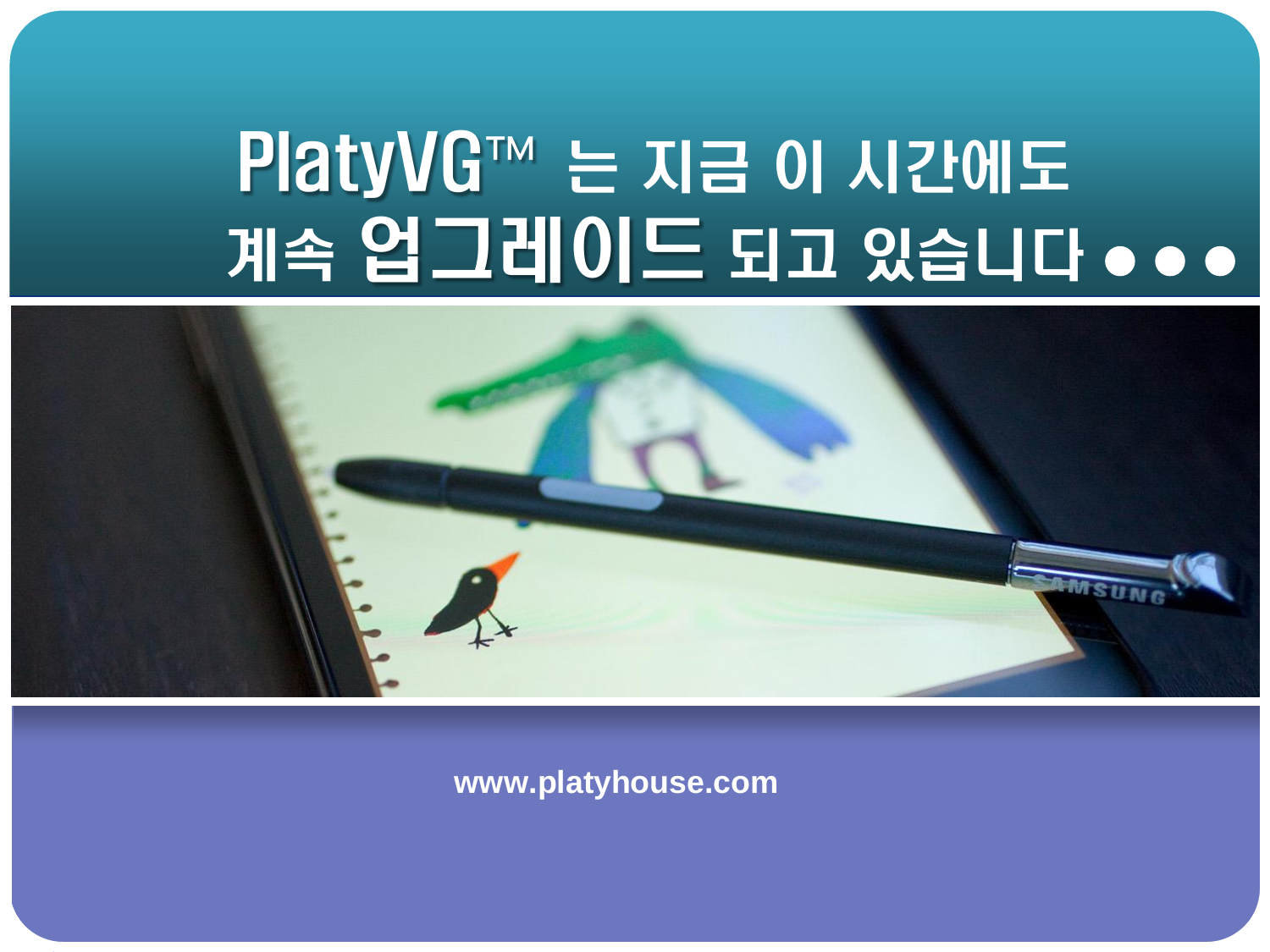# PlatyVG™ 는 지금 이 시간에도 계속 업그레이드 되고 있습니다 ● ● ●

www.platyhouse.com